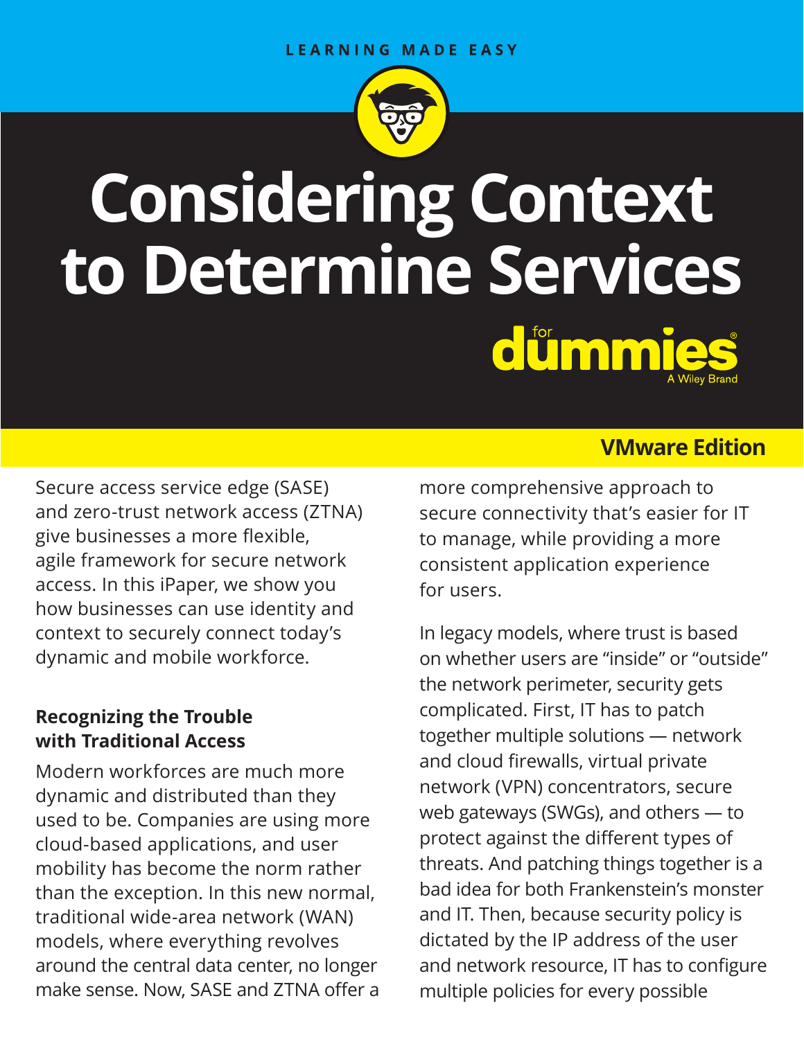LEARNING MADE EASY

# Considering Context to Determine Services

for dummies

A Wiley Brand

**VMware Edition**

Secure access service edge (SASE) and zero-trust network access (ZTNA) give businesses a more flexible, agile framework for secure network access. In this iPaper, we show you how businesses can use identity and context to securely connect today's dynamic and mobile workforce.

## Recognizing the Trouble with Traditional Access

Modern workforces are much more dynamic and distributed than they used to be. Companies are using more cloud-based applications, and user mobility has become the norm rather than the exception. In this new normal, traditional wide-area network (WAN) models, where everything revolves around the central data center, no longer make sense. Now, SASE and ZTNA offer a more comprehensive approach to secure connectivity that's easier for IT to manage, while providing a more consistent application experience for users.

In legacy models, where trust is based on whether users are "inside" or "outside" the network perimeter, security gets complicated. First, IT has to patch together multiple solutions — network and cloud firewalls, virtual private network (VPN) concentrators, secure web gateways (SWGs), and others — to protect against the different types of threats. And patching things together is a bad idea for both Frankenstein's monster and IT. Then, because security policy is dictated by the IP address of the user and network resource, IT has to configure multiple policies for every possible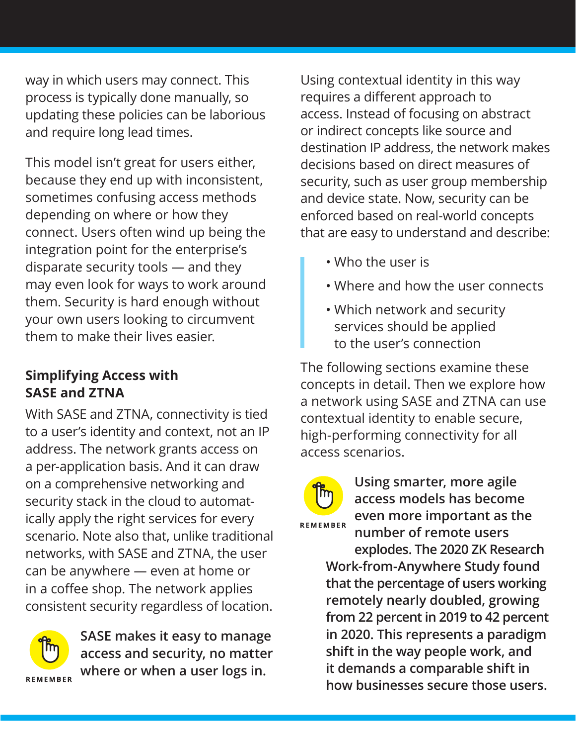way in which users may connect. This process is typically done manually, so updating these policies can be laborious and require long lead times.

This model isn't great for users either, because they end up with inconsistent, sometimes confusing access methods depending on where or how they connect. Users often wind up being the integration point for the enterprise's disparate security tools — and they may even look for ways to work around them. Security is hard enough without your own users looking to circumvent them to make their lives easier.

### Simplifying Access with SASE and ZTNA

With SASE and ZTNA, connectivity is tied to a user's identity and context, not an IP address. The network grants access on a per-application basis. And it can draw on a comprehensive networking and security stack in the cloud to automatically apply the right services for every scenario. Note also that, unlike traditional networks, with SASE and ZTNA, the user can be anywhere — even at home or in a coffee shop. The network applies consistent security regardless of location.

REMEMBER

**SASE makes it easy to manage access and security, no matter where or when a user logs in.**

Using contextual identity in this way requires a different approach to access. Instead of focusing on abstract or indirect concepts like source and destination IP address, the network makes decisions based on direct measures of security, such as user group membership and device state. Now, security can be enforced based on real-world concepts that are easy to understand and describe:

- Who the user is
- Where and how the user connects
- Which network and security services should be applied to the user's connection

The following sections examine these concepts in detail. Then we explore how a network using SASE and ZTNA can use contextual identity to enable secure, high-performing connectivity for all access scenarios.

REMEMBER

**Using smarter, more agile access models has become even more important as the number of remote users explodes. The 2020 ZK Research Work-from-Anywhere Study found that the percentage of users working remotely nearly doubled, growing from 22 percent in 2019 to 42 percent in 2020. This represents a paradigm shift in the way people work, and it demands a comparable shift in how businesses secure those users.**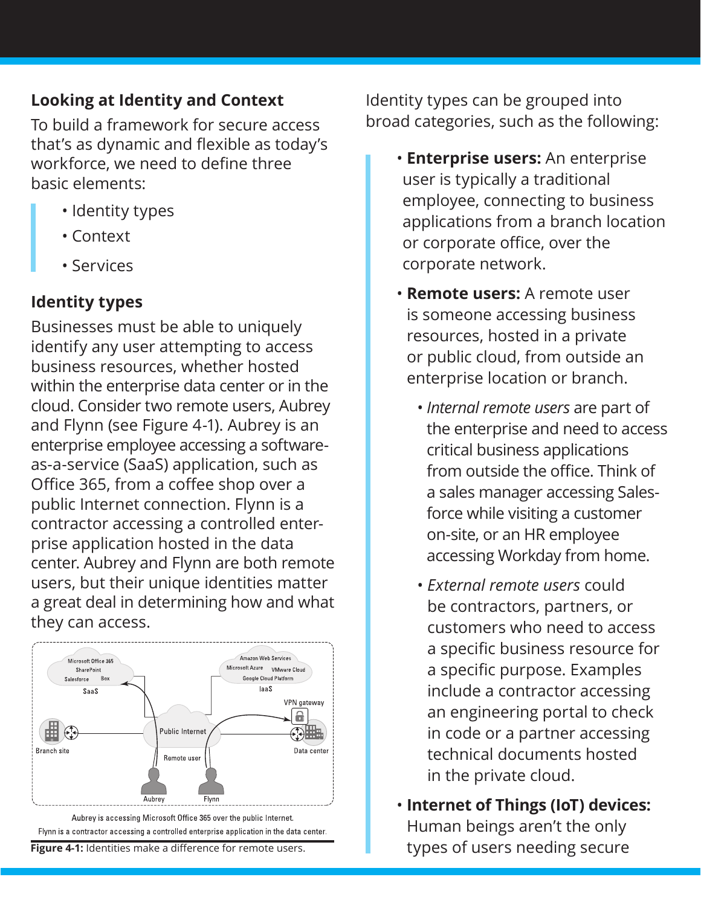## Looking at Identity and Context

To build a framework for secure access that's as dynamic and flexible as today's workforce, we need to define three basic elements:

- Identity types
- Context
- Services

### Identity types

Businesses must be able to uniquely identify any user attempting to access business resources, whether hosted within the enterprise data center or in the cloud. Consider two remote users, Aubrey and Flynn (see Figure 4-1). Aubrey is an enterprise employee accessing a software-as-a-service (SaaS) application, such as Office 365, from a coffee shop over a public Internet connection. Flynn is a contractor accessing a controlled enterprise application hosted in the data center. Aubrey and Flynn are both remote users, but their unique identities matter a great deal in determining how and what they can access.

Aubrey is accessing Microsoft Office 365 over the public Internet.
Flynn is a contractor accessing a controlled enterprise application in the data center.

**Figure 4-1:** Identities make a difference for remote users.

Identity types can be grouped into broad categories, such as the following:

- **Enterprise users:** An enterprise user is typically a traditional employee, connecting to business applications from a branch location or corporate office, over the corporate network.
- **Remote users:** A remote user is someone accessing business resources, hosted in a private or public cloud, from outside an enterprise location or branch.
  - *Internal remote users* are part of the enterprise and need to access critical business applications from outside the office. Think of a sales manager accessing Salesforce while visiting a customer on-site, or an HR employee accessing Workday from home.
  - *External remote users* could be contractors, partners, or customers who need to access a specific business resource for a specific purpose. Examples include a contractor accessing an engineering portal to check in code or a partner accessing technical documents hosted in the private cloud.
- **Internet of Things (IoT) devices:** Human beings aren't the only types of users needing secure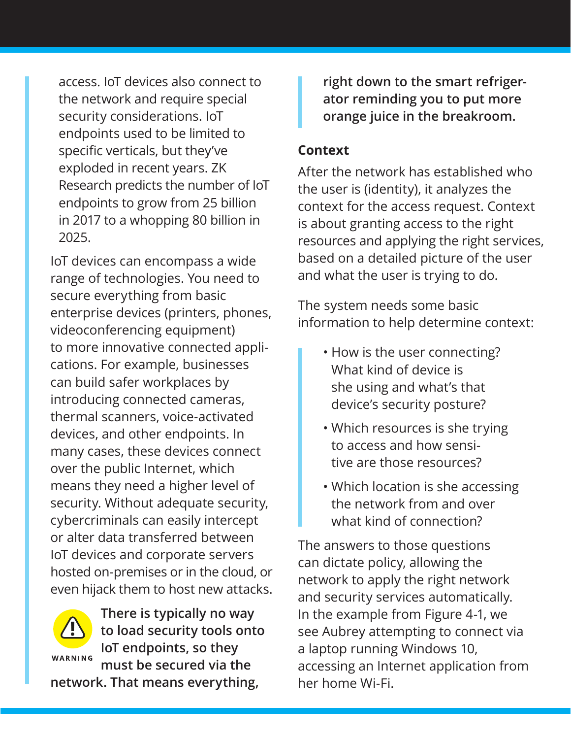access. IoT devices also connect to the network and require special security considerations. IoT endpoints used to be limited to specific verticals, but they've exploded in recent years. ZK Research predicts the number of IoT endpoints to grow from 25 billion in 2017 to a whopping 80 billion in 2025.

IoT devices can encompass a wide range of technologies. You need to secure everything from basic enterprise devices (printers, phones, videoconferencing equipment) to more innovative connected applications. For example, businesses can build safer workplaces by introducing connected cameras, thermal scanners, voice-activated devices, and other endpoints. In many cases, these devices connect over the public Internet, which means they need a higher level of security. Without adequate security, cybercriminals can easily intercept or alter data transferred between IoT devices and corporate servers hosted on-premises or in the cloud, or even hijack them to host new attacks.

WARNING

**There is typically no way to load security tools onto IoT endpoints, so they must be secured via the network. That means everything, right down to the smart refrigerator reminding you to put more orange juice in the breakroom.**

### Context

After the network has established who the user is (identity), it analyzes the context for the access request. Context is about granting access to the right resources and applying the right services, based on a detailed picture of the user and what the user is trying to do.

The system needs some basic information to help determine context:

- How is the user connecting? What kind of device is she using and what's that device's security posture?
- Which resources is she trying to access and how sensitive are those resources?
- Which location is she accessing the network from and over what kind of connection?

The answers to those questions can dictate policy, allowing the network to apply the right network and security services automatically. In the example from Figure 4-1, we see Aubrey attempting to connect via a laptop running Windows 10, accessing an Internet application from her home Wi-Fi.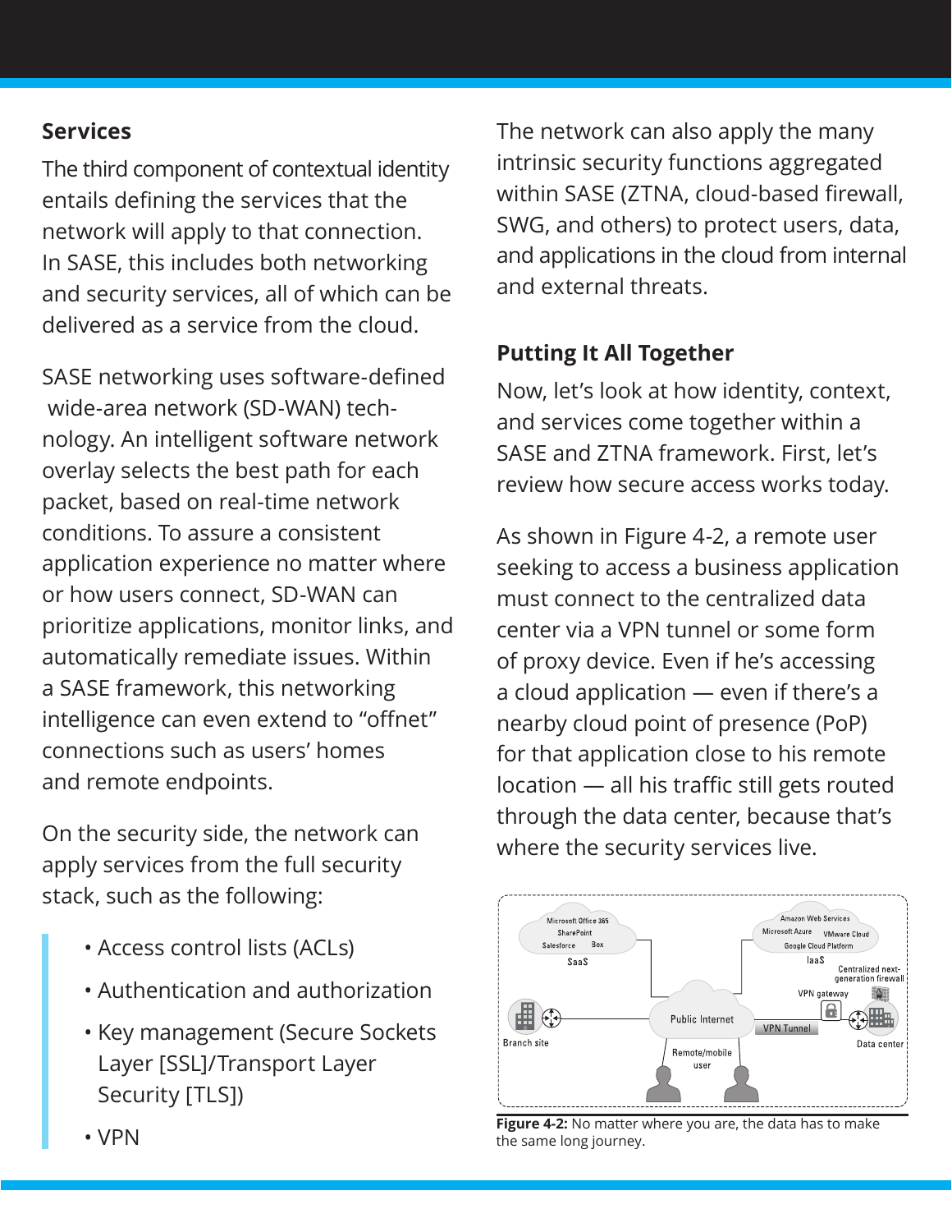### Services

The third component of contextual identity entails defining the services that the network will apply to that connection. In SASE, this includes both networking and security services, all of which can be delivered as a service from the cloud.

SASE networking uses software-defined wide-area network (SD-WAN) technology. An intelligent software network overlay selects the best path for each packet, based on real-time network conditions. To assure a consistent application experience no matter where or how users connect, SD-WAN can prioritize applications, monitor links, and automatically remediate issues. Within a SASE framework, this networking intelligence can even extend to "offnet" connections such as users' homes and remote endpoints.

On the security side, the network can apply services from the full security stack, such as the following:

- Access control lists (ACLs)
- Authentication and authorization
- Key management (Secure Sockets Layer [SSL]/Transport Layer Security [TLS])
- VPN

The network can also apply the many intrinsic security functions aggregated within SASE (ZTNA, cloud-based firewall, SWG, and others) to protect users, data, and applications in the cloud from internal and external threats.

### Putting It All Together

Now, let's look at how identity, context, and services come together within a SASE and ZTNA framework. First, let's review how secure access works today.

As shown in Figure 4-2, a remote user seeking to access a business application must connect to the centralized data center via a VPN tunnel or some form of proxy device. Even if he's accessing a cloud application — even if there's a nearby cloud point of presence (PoP) for that application close to his remote location — all his traffic still gets routed through the data center, because that's where the security services live.

**Figure 4-2:** No matter where you are, the data has to make the same long journey.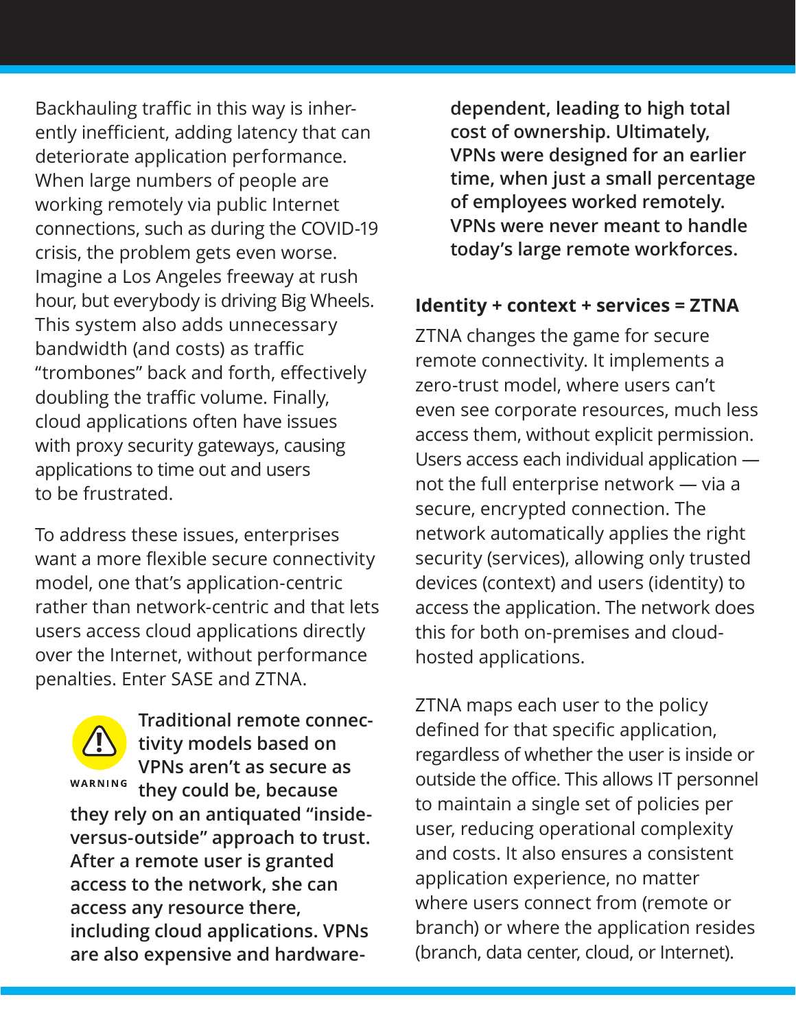Backhauling traffic in this way is inherently inefficient, adding latency that can deteriorate application performance. When large numbers of people are working remotely via public Internet connections, such as during the COVID-19 crisis, the problem gets even worse. Imagine a Los Angeles freeway at rush hour, but everybody is driving Big Wheels. This system also adds unnecessary bandwidth (and costs) as traffic "trombones" back and forth, effectively doubling the traffic volume. Finally, cloud applications often have issues with proxy security gateways, causing applications to time out and users to be frustrated.

To address these issues, enterprises want a more flexible secure connectivity model, one that's application-centric rather than network-centric and that lets users access cloud applications directly over the Internet, without performance penalties. Enter SASE and ZTNA.

WARNING

**Traditional remote connectivity models based on VPNs aren't as secure as they could be, because they rely on an antiquated "inside-versus-outside" approach to trust. After a remote user is granted access to the network, she can access any resource there, including cloud applications. VPNs are also expensive and hardware-dependent, leading to high total cost of ownership. Ultimately, VPNs were designed for an earlier time, when just a small percentage of employees worked remotely. VPNs were never meant to handle today's large remote workforces.**

## Identity + context + services = ZTNA

ZTNA changes the game for secure remote connectivity. It implements a zero-trust model, where users can't even see corporate resources, much less access them, without explicit permission. Users access each individual application — not the full enterprise network — via a secure, encrypted connection. The network automatically applies the right security (services), allowing only trusted devices (context) and users (identity) to access the application. The network does this for both on-premises and cloud-hosted applications.

ZTNA maps each user to the policy defined for that specific application, regardless of whether the user is inside or outside the office. This allows IT personnel to maintain a single set of policies per user, reducing operational complexity and costs. It also ensures a consistent application experience, no matter where users connect from (remote or branch) or where the application resides (branch, data center, cloud, or Internet).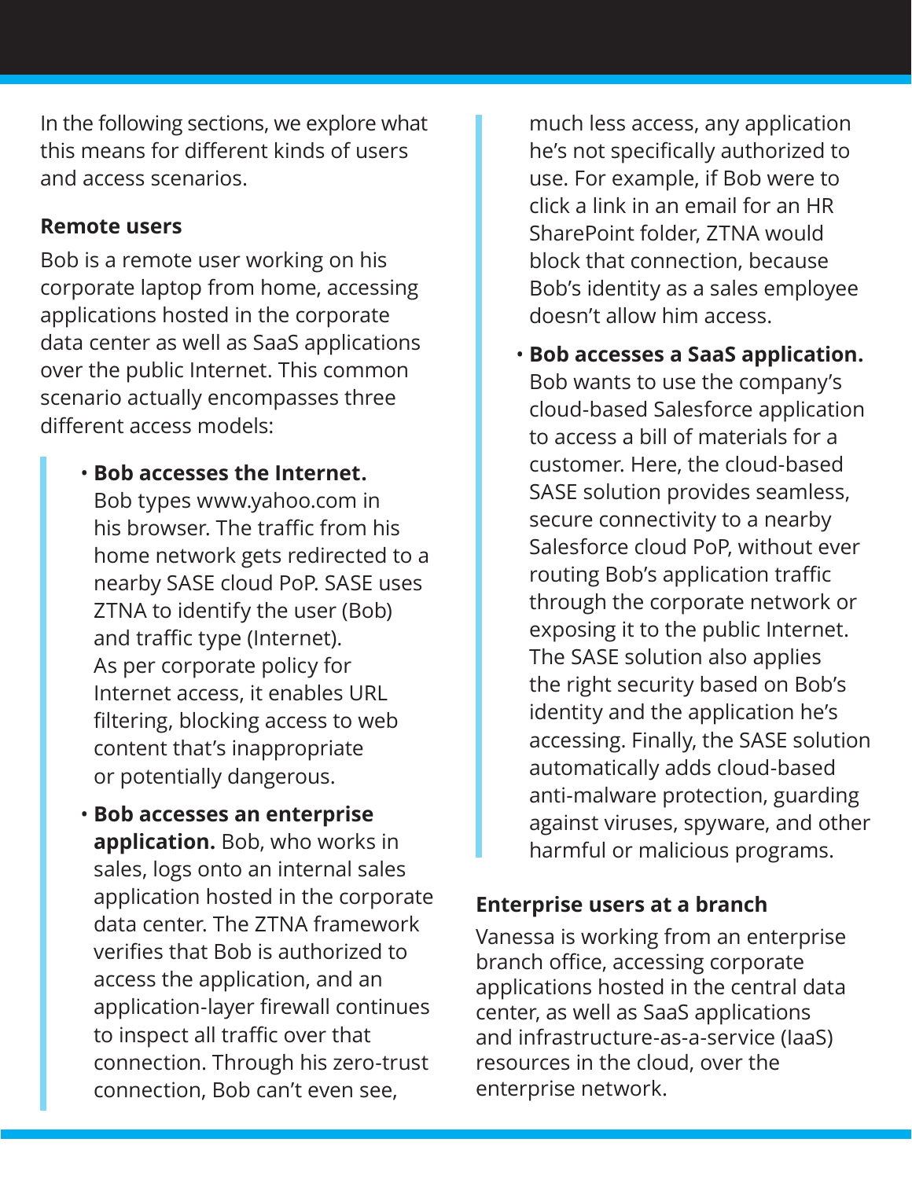In the following sections, we explore what this means for different kinds of users and access scenarios.

### Remote users

Bob is a remote user working on his corporate laptop from home, accessing applications hosted in the corporate data center as well as SaaS applications over the public Internet. This common scenario actually encompasses three different access models:

- **Bob accesses the Internet.** Bob types www.yahoo.com in his browser. The traffic from his home network gets redirected to a nearby SASE cloud PoP. SASE uses ZTNA to identify the user (Bob) and traffic type (Internet). As per corporate policy for Internet access, it enables URL filtering, blocking access to web content that's inappropriate or potentially dangerous.
- **Bob accesses an enterprise application.** Bob, who works in sales, logs onto an internal sales application hosted in the corporate data center. The ZTNA framework verifies that Bob is authorized to access the application, and an application-layer firewall continues to inspect all traffic over that connection. Through his zero-trust connection, Bob can't even see, much less access, any application he's not specifically authorized to use. For example, if Bob were to click a link in an email for an HR SharePoint folder, ZTNA would block that connection, because Bob's identity as a sales employee doesn't allow him access.
- **Bob accesses a SaaS application.** Bob wants to use the company's cloud-based Salesforce application to access a bill of materials for a customer. Here, the cloud-based SASE solution provides seamless, secure connectivity to a nearby Salesforce cloud PoP, without ever routing Bob's application traffic through the corporate network or exposing it to the public Internet. The SASE solution also applies the right security based on Bob's identity and the application he's accessing. Finally, the SASE solution automatically adds cloud-based anti-malware protection, guarding against viruses, spyware, and other harmful or malicious programs.

### Enterprise users at a branch

Vanessa is working from an enterprise branch office, accessing corporate applications hosted in the central data center, as well as SaaS applications and infrastructure-as-a-service (IaaS) resources in the cloud, over the enterprise network.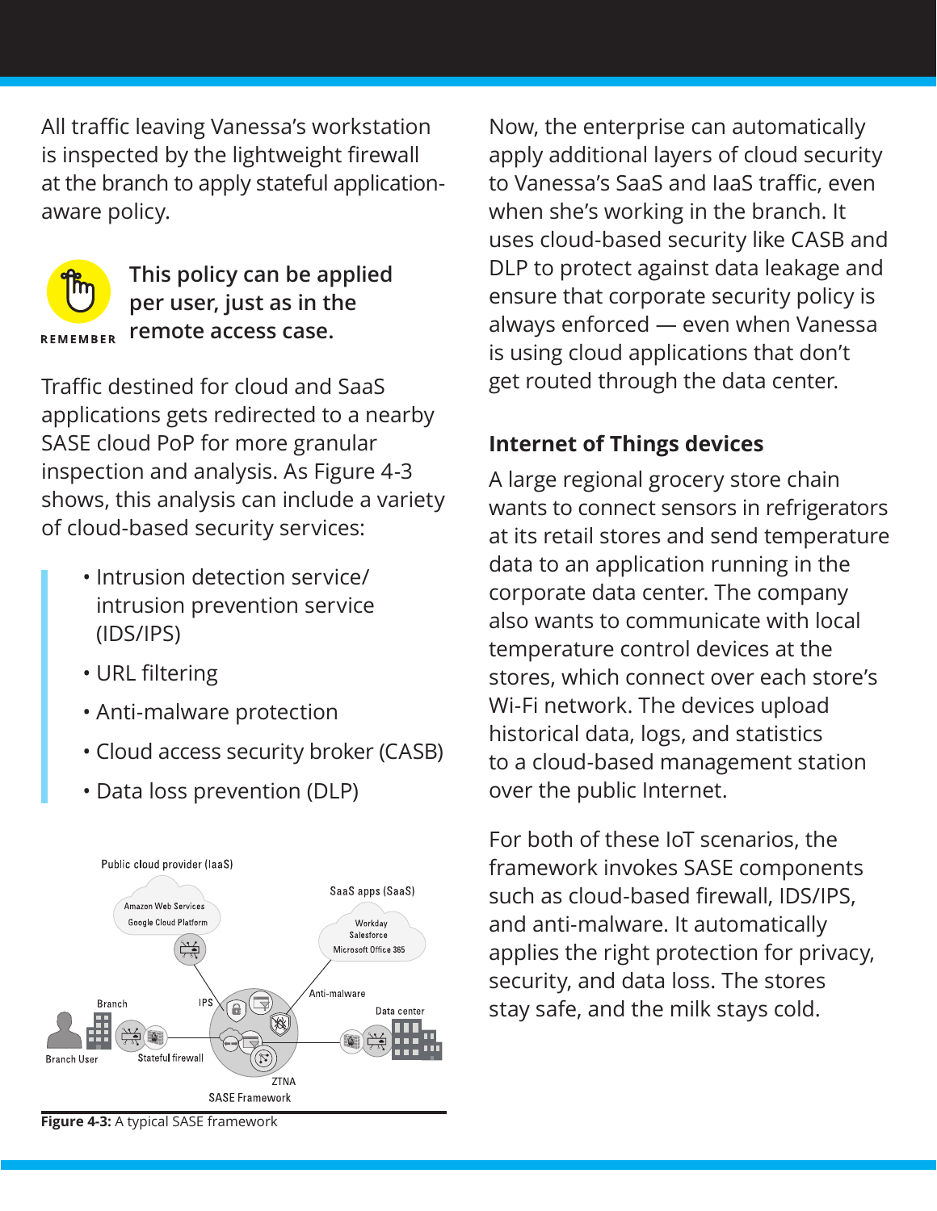All traffic leaving Vanessa's workstation is inspected by the lightweight firewall at the branch to apply stateful application-aware policy.

REMEMBER

**This policy can be applied per user, just as in the remote access case.**

Traffic destined for cloud and SaaS applications gets redirected to a nearby SASE cloud PoP for more granular inspection and analysis. As Figure 4-3 shows, this analysis can include a variety of cloud-based security services:

- Intrusion detection service/ intrusion prevention service (IDS/IPS)
- URL filtering
- Anti-malware protection
- Cloud access security broker (CASB)
- Data loss prevention (DLP)

**Figure 4-3:** A typical SASE framework

Now, the enterprise can automatically apply additional layers of cloud security to Vanessa's SaaS and IaaS traffic, even when she's working in the branch. It uses cloud-based security like CASB and DLP to protect against data leakage and ensure that corporate security policy is always enforced — even when Vanessa is using cloud applications that don't get routed through the data center.

## Internet of Things devices

A large regional grocery store chain wants to connect sensors in refrigerators at its retail stores and send temperature data to an application running in the corporate data center. The company also wants to communicate with local temperature control devices at the stores, which connect over each store's Wi-Fi network. The devices upload historical data, logs, and statistics to a cloud-based management station over the public Internet.

For both of these IoT scenarios, the framework invokes SASE components such as cloud-based firewall, IDS/IPS, and anti-malware. It automatically applies the right protection for privacy, security, and data loss. The stores stay safe, and the milk stays cold.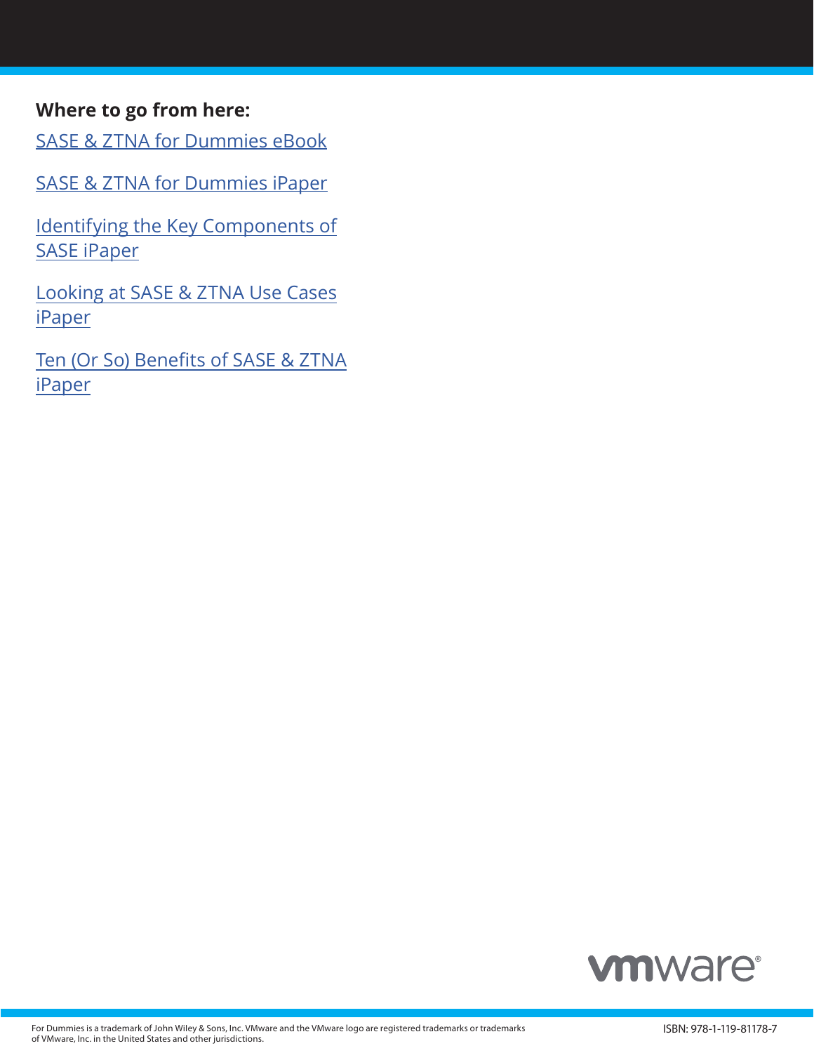**Where to go from here:**

SASE & ZTNA for Dummies eBook

SASE & ZTNA for Dummies iPaper

Identifying the Key Components of SASE iPaper

Looking at SASE & ZTNA Use Cases iPaper

Ten (Or So) Benefits of SASE & ZTNA iPaper

For Dummies is a trademark of John Wiley & Sons, Inc. VMware and the VMware logo are registered trademarks or trademarks of VMware, Inc. in the United States and other jurisdictions.

ISBN: 978-1-119-81178-7